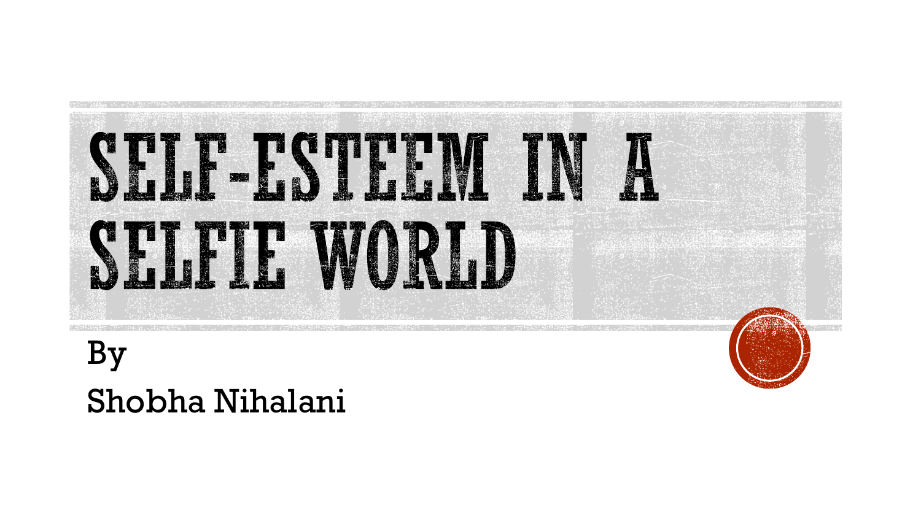# SELF-ESTEEM IN A SELFIE WORLD

By

Shobha Nihalani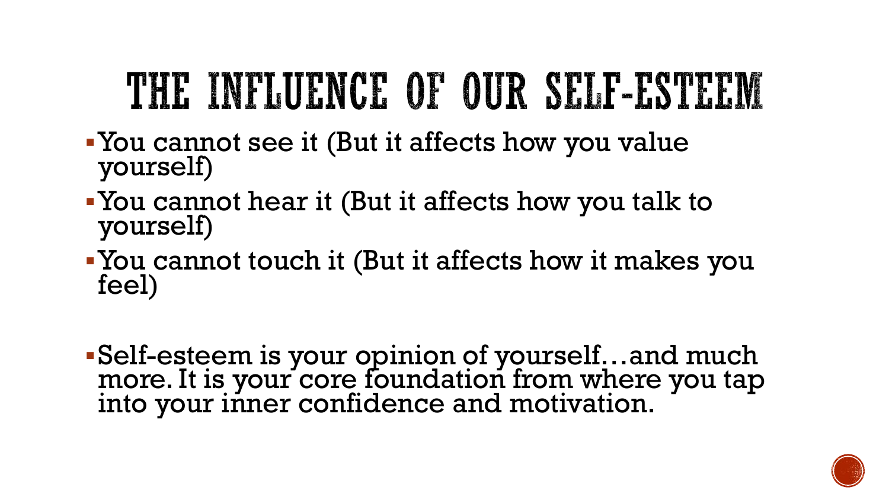# THE INFLUENCE OF OUR SELF-ESTEEM

- You cannot see it (But it affects how you value yourself)
- You cannot hear it (But it affects how you talk to yourself)
- You cannot touch it (But it affects how it makes you feel)

- Self-esteem is your opinion of yourself…and much more. It is your core foundation from where you tap into your inner confidence and motivation.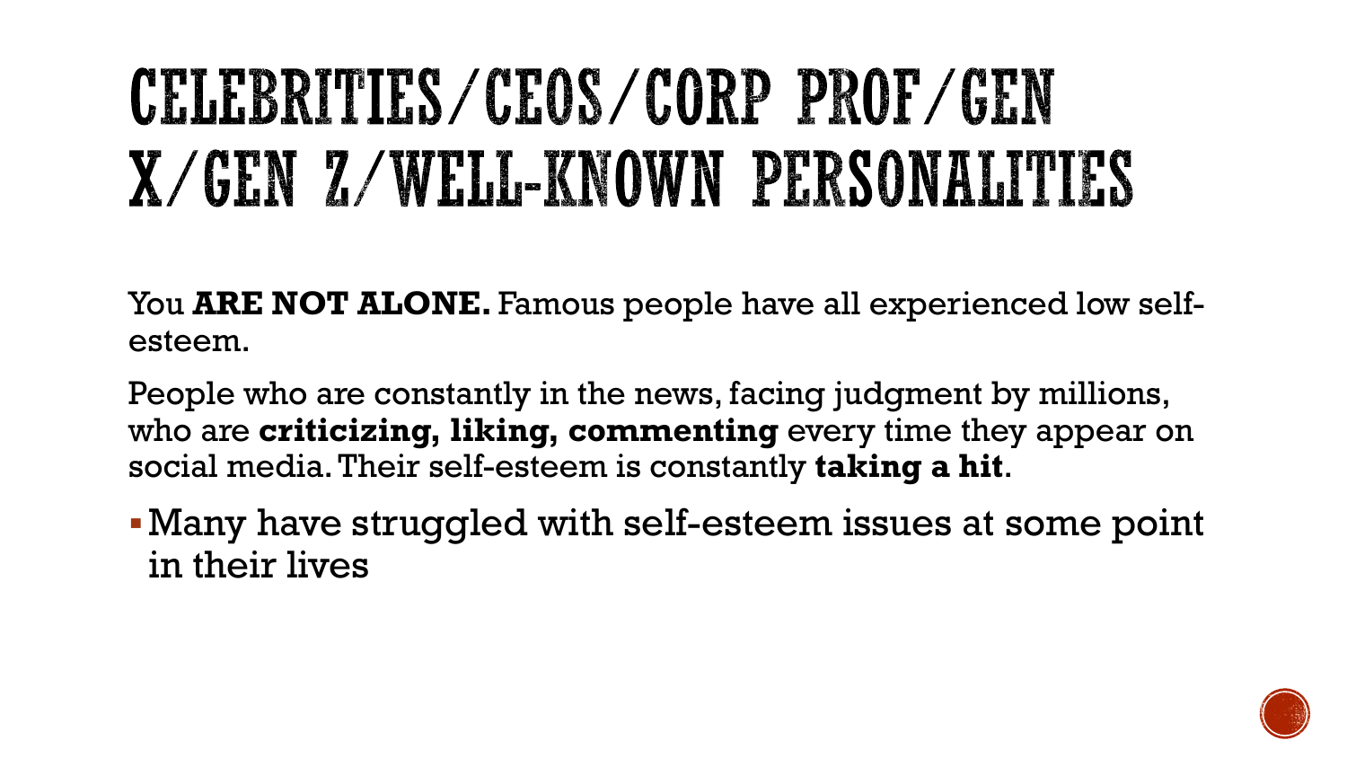# CELEBRITIES/CEOS/CORP PROF/GEN X/GEN Z/WELL-KNOWN PERSONALITIES

You **ARE NOT ALONE.** Famous people have all experienced low self-esteem.

People who are constantly in the news, facing judgment by millions, who are **criticizing, liking, commenting** every time they appear on social media. Their self-esteem is constantly **taking a hit**.

- Many have struggled with self-esteem issues at some point in their lives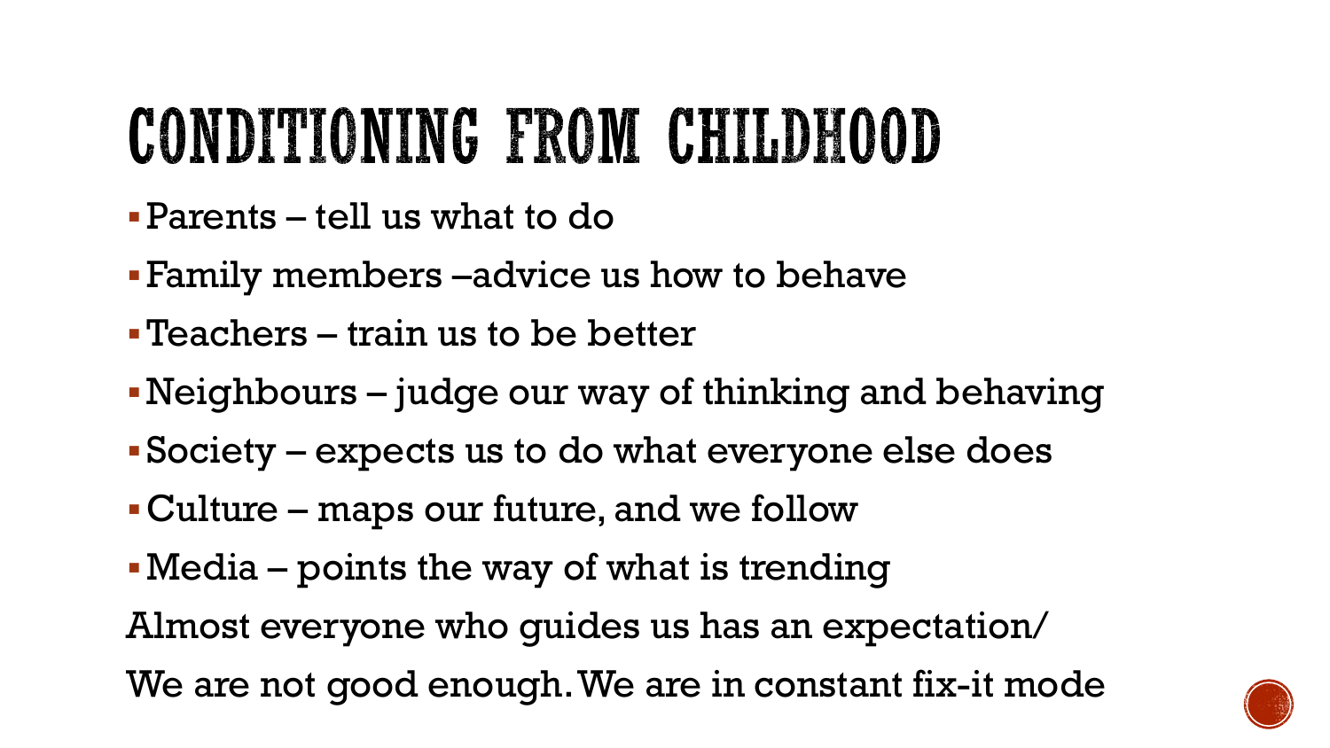# CONDITIONING FROM CHILDHOOD

- Parents – tell us what to do
- Family members –advice us how to behave
- Teachers – train us to be better
- Neighbours – judge our way of thinking and behaving
- Society – expects us to do what everyone else does
- Culture – maps our future, and we follow
- Media – points the way of what is trending

Almost everyone who guides us has an expectation/

We are not good enough. We are in constant fix-it mode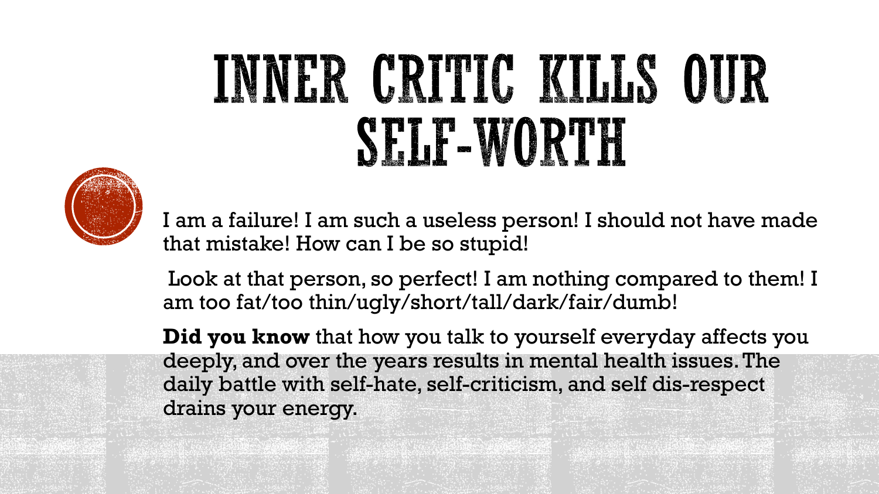# INNER CRITIC KILLS OUR SELF-WORTH

I am a failure! I am such a useless person! I should not have made that mistake! How can I be so stupid!

Look at that person, so perfect! I am nothing compared to them! I am too fat/too thin/ugly/short/tall/dark/fair/dumb!

**Did you know** that how you talk to yourself everyday affects you deeply, and over the years results in mental health issues. The daily battle with self-hate, self-criticism, and self dis-respect drains your energy.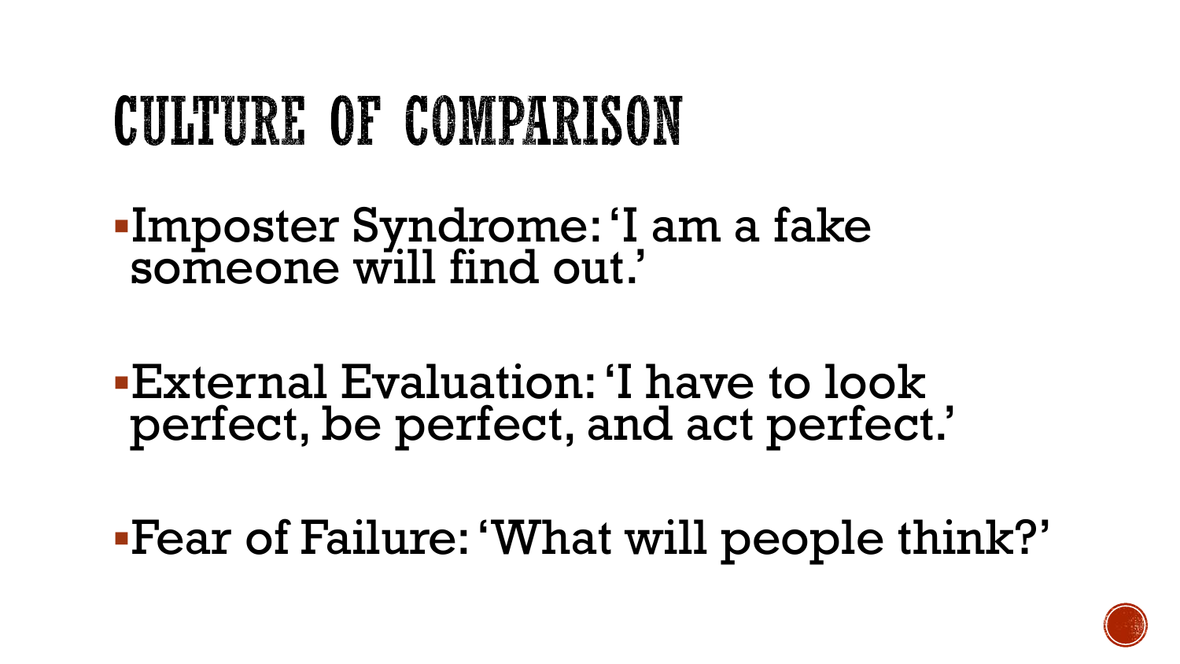# CULTURE OF COMPARISON

- Imposter Syndrome: 'I am a fake someone will find out.'

- External Evaluation: 'I have to look perfect, be perfect, and act perfect.'

- Fear of Failure: 'What will people think?'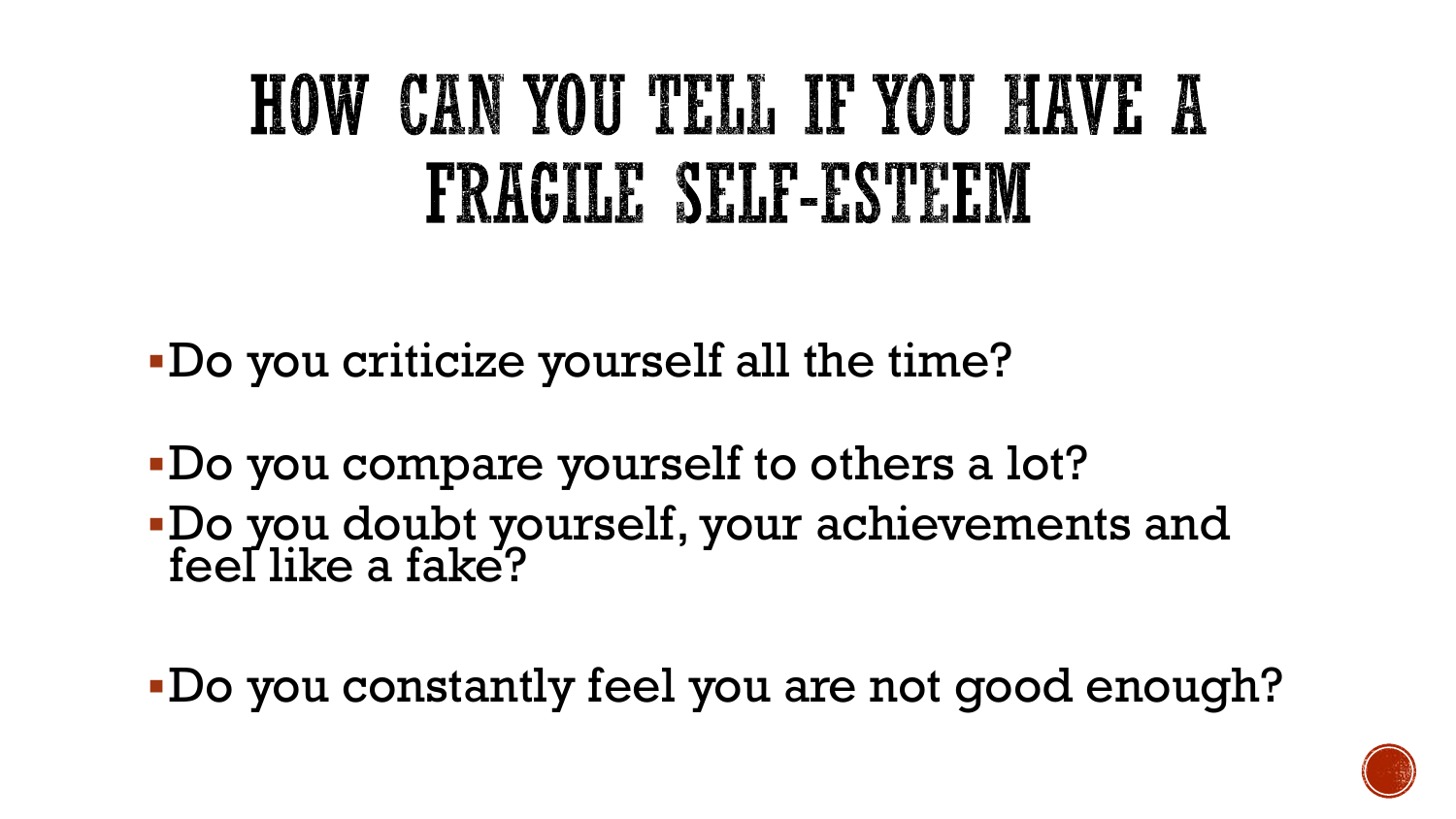# HOW CAN YOU TELL IF YOU HAVE A FRAGILE SELF-ESTEEM

- Do you criticize yourself all the time?
- Do you compare yourself to others a lot?
- Do you doubt yourself, your achievements and feel like a fake?
- Do you constantly feel you are not good enough?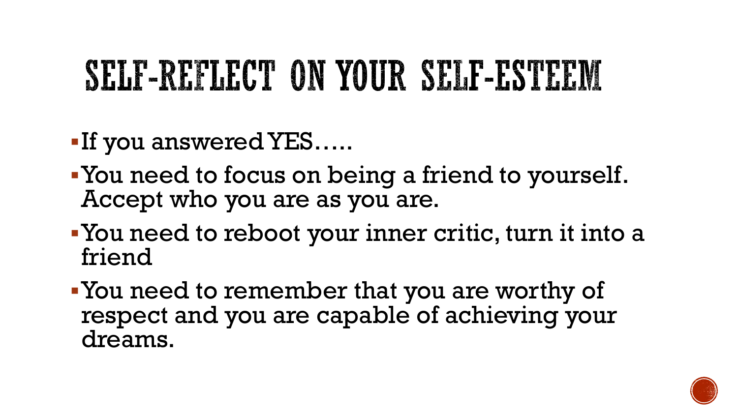# SELF-REFLECT ON YOUR SELF-ESTEEM

- If you answered YES…..
- You need to focus on being a friend to yourself. Accept who you are as you are.
- You need to reboot your inner critic, turn it into a friend
- You need to remember that you are worthy of respect and you are capable of achieving your dreams.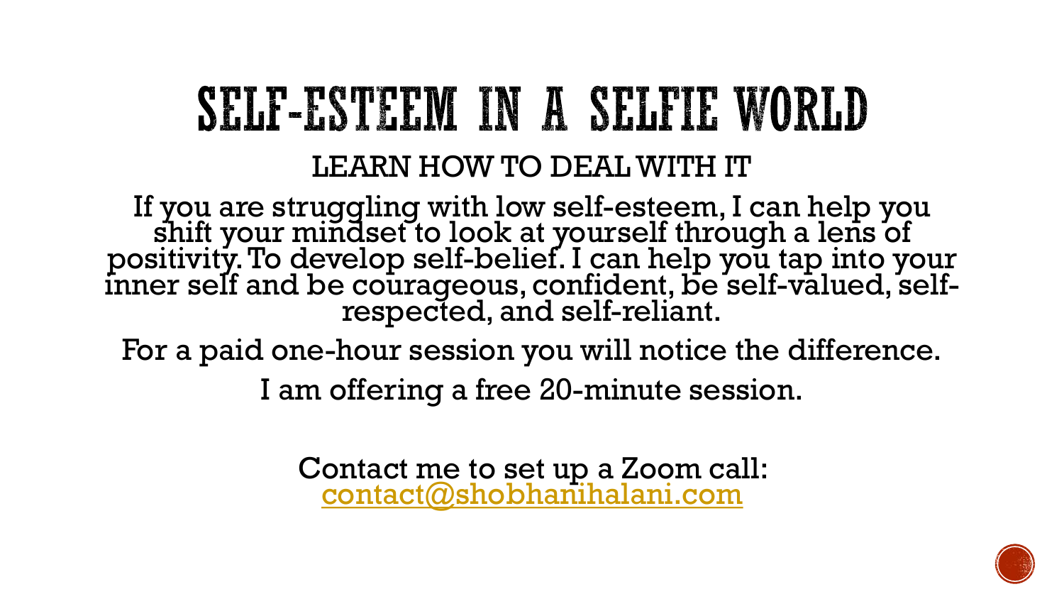# SELF-ESTEEM IN A SELFIE WORLD

LEARN HOW TO DEAL WITH IT

If you are struggling with low self-esteem, I can help you shift your mindset to look at yourself through a lens of positivity. To develop self-belief. I can help you tap into your inner self and be courageous, confident, be self-valued, self-respected, and self-reliant.

For a paid one-hour session you will notice the difference.

I am offering a free 20-minute session.

Contact me to set up a Zoom call:
contact@shobhanihalani.com